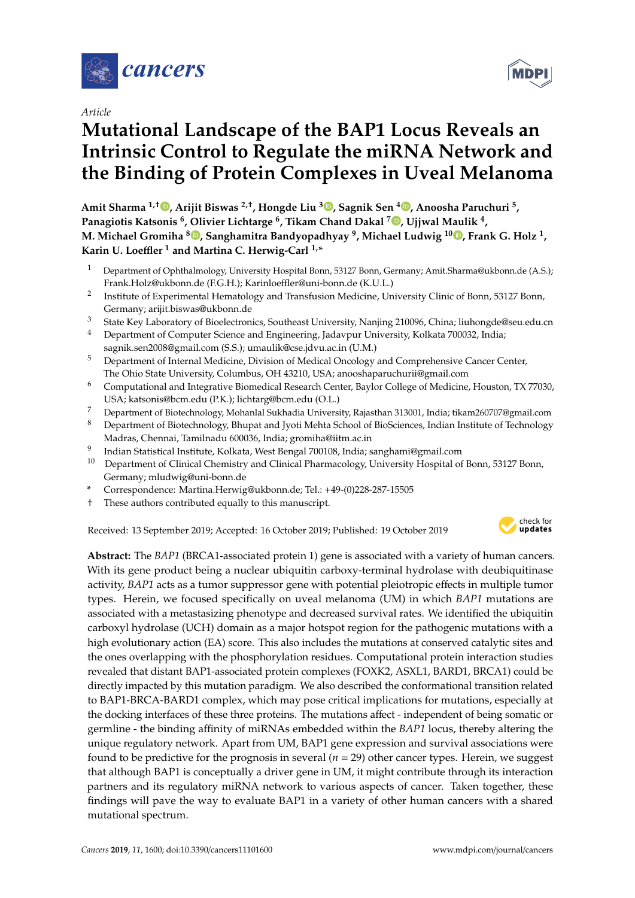*Article*

# Mutational Landscape of the BAP1 Locus Reveals an Intrinsic Control to Regulate the miRNA Network and the Binding of Protein Complexes in Uveal Melanoma

**Amit Sharma [1,†], Arijit Biswas [2,†], Hongde Liu [3], Sagnik Sen [4], Anoosha Paruchuri [5], Panagiotis Katsonis [6], Olivier Lichtarge [6], Tikam Chand Dakal [7], Ujjwal Maulik [4], M. Michael Gromiha [8], Sanghamitra Bandyopadhyay [9], Michael Ludwig [10], Frank G. Holz [1], Karin U. Loeffler [1] and Martina C. Herwig-Carl [1,*]**

1. Department of Ophthalmology, University Hospital Bonn, 53127 Bonn, Germany; Amit.Sharma@ukbonn.de (A.S.); Frank.Holz@ukbonn.de (F.G.H.); Karinloeffler@uni-bonn.de (K.U.L.)
2. Institute of Experimental Hematology and Transfusion Medicine, University Clinic of Bonn, 53127 Bonn, Germany; arijit.biswas@ukbonn.de
3. State Key Laboratory of Bioelectronics, Southeast University, Nanjing 210096, China; liuhongde@seu.edu.cn
4. Department of Computer Science and Engineering, Jadavpur University, Kolkata 700032, India; sagnik.sen2008@gmail.com (S.S.); umaulik@cse.jdvu.ac.in (U.M.)
5. Department of Internal Medicine, Division of Medical Oncology and Comprehensive Cancer Center, The Ohio State University, Columbus, OH 43210, USA; anooshaparuchurii@gmail.com
6. Computational and Integrative Biomedical Research Center, Baylor College of Medicine, Houston, TX 77030, USA; katsonis@bcm.edu (P.K.); lichtarg@bcm.edu (O.L.)
7. Department of Biotechnology, Mohanlal Sukhadia University, Rajasthan 313001, India; tikam260707@gmail.com
8. Department of Biotechnology, Bhupat and Jyoti Mehta School of BioSciences, Indian Institute of Technology Madras, Chennai, Tamilnadu 600036, India; gromiha@iitm.ac.in
9. Indian Statistical Institute, Kolkata, West Bengal 700108, India; sanghami@gmail.com
10. Department of Clinical Chemistry and Clinical Pharmacology, University Hospital of Bonn, 53127 Bonn, Germany; mludwig@uni-bonn.de

\* Correspondence: Martina.Herwig@ukbonn.de; Tel.: +49-(0)228-287-15505

† These authors contributed equally to this manuscript.

Received: 13 September 2019; Accepted: 16 October 2019; Published: 19 October 2019

**Abstract:** The *BAP1* (BRCA1-associated protein 1) gene is associated with a variety of human cancers. With its gene product being a nuclear ubiquitin carboxy-terminal hydrolase with deubiquitinase activity, *BAP1* acts as a tumor suppressor gene with potential pleiotropic effects in multiple tumor types. Herein, we focused specifically on uveal melanoma (UM) in which *BAP1* mutations are associated with a metastasizing phenotype and decreased survival rates. We identified the ubiquitin carboxyl hydrolase (UCH) domain as a major hotspot region for the pathogenic mutations with a high evolutionary action (EA) score. This also includes the mutations at conserved catalytic sites and the ones overlapping with the phosphorylation residues. Computational protein interaction studies revealed that distant BAP1-associated protein complexes (FOXK2, ASXL1, BARD1, BRCA1) could be directly impacted by this mutation paradigm. We also described the conformational transition related to BAP1-BRCA-BARD1 complex, which may pose critical implications for mutations, especially at the docking interfaces of these three proteins. The mutations affect - independent of being somatic or germline - the binding affinity of miRNAs embedded within the *BAP1* locus, thereby altering the unique regulatory network. Apart from UM, BAP1 gene expression and survival associations were found to be predictive for the prognosis in several ($n$ = 29) other cancer types. Herein, we suggest that although BAP1 is conceptually a driver gene in UM, it might contribute through its interaction partners and its regulatory miRNA network to various aspects of cancer. Taken together, these findings will pave the way to evaluate BAP1 in a variety of other human cancers with a shared mutational spectrum.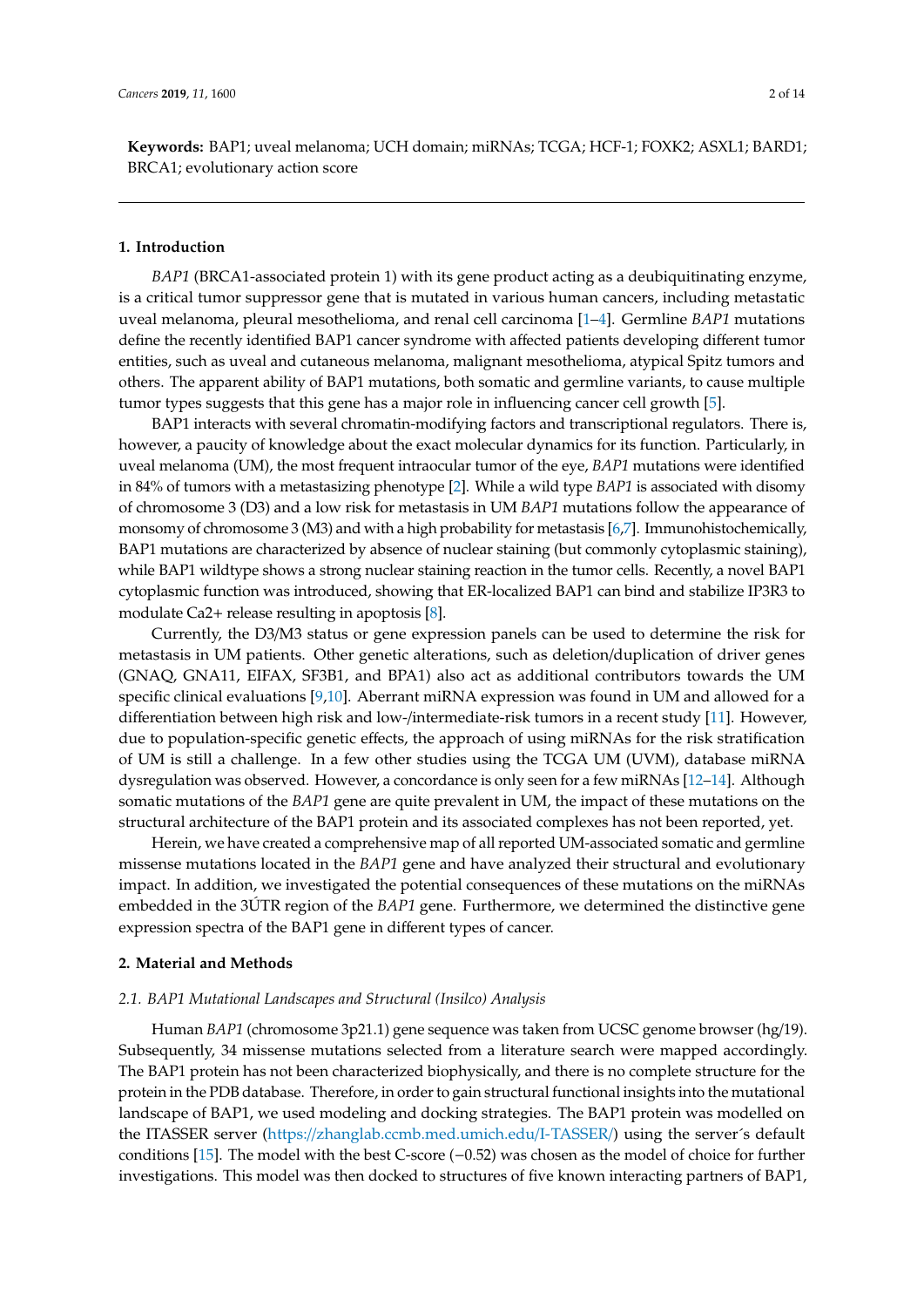**Keywords:** BAP1; uveal melanoma; UCH domain; miRNAs; TCGA; HCF-1; FOXK2; ASXL1; BARD1; BRCA1; evolutionary action score

## 1. Introduction

*BAP1* (BRCA1-associated protein 1) with its gene product acting as a deubiquitinating enzyme, is a critical tumor suppressor gene that is mutated in various human cancers, including metastatic uveal melanoma, pleural mesothelioma, and renal cell carcinoma [1–4]. Germline *BAP1* mutations define the recently identified BAP1 cancer syndrome with affected patients developing different tumor entities, such as uveal and cutaneous melanoma, malignant mesothelioma, atypical Spitz tumors and others. The apparent ability of BAP1 mutations, both somatic and germline variants, to cause multiple tumor types suggests that this gene has a major role in influencing cancer cell growth [5].

BAP1 interacts with several chromatin-modifying factors and transcriptional regulators. There is, however, a paucity of knowledge about the exact molecular dynamics for its function. Particularly, in uveal melanoma (UM), the most frequent intraocular tumor of the eye, *BAP1* mutations were identified in 84% of tumors with a metastasizing phenotype [2]. While a wild type *BAP1* is associated with disomy of chromosome 3 (D3) and a low risk for metastasis in UM *BAP1* mutations follow the appearance of monsomy of chromosome 3 (M3) and with a high probability for metastasis [6,7]. Immunohistochemically, BAP1 mutations are characterized by absence of nuclear staining (but commonly cytoplasmic staining), while BAP1 wildtype shows a strong nuclear staining reaction in the tumor cells. Recently, a novel BAP1 cytoplasmic function was introduced, showing that ER-localized BAP1 can bind and stabilize IP3R3 to modulate Ca2+ release resulting in apoptosis [8].

Currently, the D3/M3 status or gene expression panels can be used to determine the risk for metastasis in UM patients. Other genetic alterations, such as deletion/duplication of driver genes (GNAQ, GNA11, EIFAX, SF3B1, and BPA1) also act as additional contributors towards the UM specific clinical evaluations [9,10]. Aberrant miRNA expression was found in UM and allowed for a differentiation between high risk and low-/intermediate-risk tumors in a recent study [11]. However, due to population-specific genetic effects, the approach of using miRNAs for the risk stratification of UM is still a challenge. In a few other studies using the TCGA UM (UVM), database miRNA dysregulation was observed. However, a concordance is only seen for a few miRNAs [12–14]. Although somatic mutations of the *BAP1* gene are quite prevalent in UM, the impact of these mutations on the structural architecture of the BAP1 protein and its associated complexes has not been reported, yet.

Herein, we have created a comprehensive map of all reported UM-associated somatic and germline missense mutations located in the *BAP1* gene and have analyzed their structural and evolutionary impact. In addition, we investigated the potential consequences of these mutations on the miRNAs embedded in the 3ÚTR region of the *BAP1* gene. Furthermore, we determined the distinctive gene expression spectra of the BAP1 gene in different types of cancer.

## 2. Material and Methods

### 2.1. BAP1 Mutational Landscapes and Structural (Insilco) Analysis

Human *BAP1* (chromosome 3p21.1) gene sequence was taken from UCSC genome browser (hg/19). Subsequently, 34 missense mutations selected from a literature search were mapped accordingly. The BAP1 protein has not been characterized biophysically, and there is no complete structure for the protein in the PDB database. Therefore, in order to gain structural functional insights into the mutational landscape of BAP1, we used modeling and docking strategies. The BAP1 protein was modelled on the ITASSER server (https://zhanglab.ccmb.med.umich.edu/I-TASSER/) using the server´s default conditions [15]. The model with the best C-score (−0.52) was chosen as the model of choice for further investigations. This model was then docked to structures of five known interacting partners of BAP1,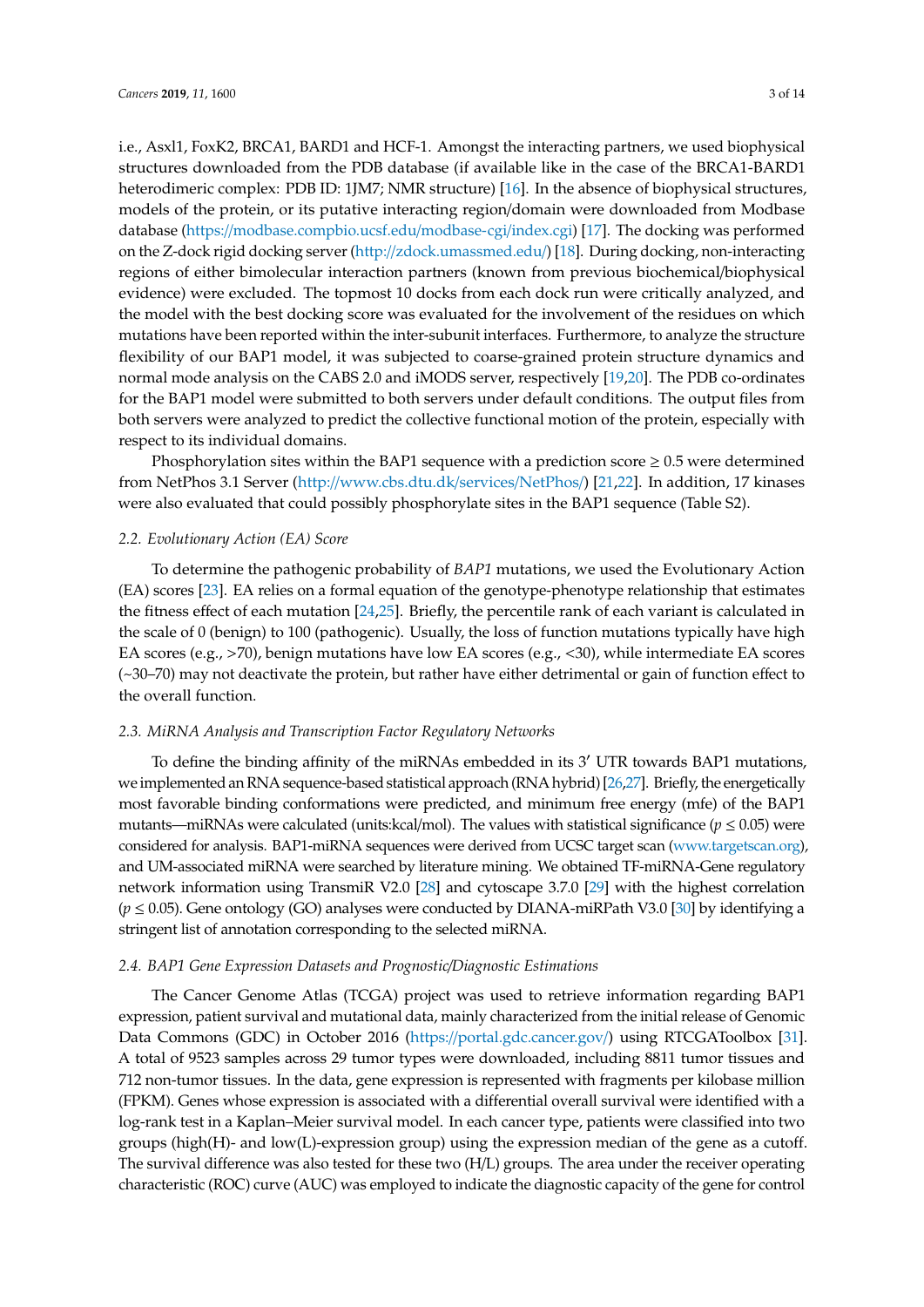i.e., Asxl1, FoxK2, BRCA1, BARD1 and HCF-1. Amongst the interacting partners, we used biophysical structures downloaded from the PDB database (if available like in the case of the BRCA1-BARD1 heterodimeric complex: PDB ID: 1JM7; NMR structure) [16]. In the absence of biophysical structures, models of the protein, or its putative interacting region/domain were downloaded from Modbase database (https://modbase.compbio.ucsf.edu/modbase-cgi/index.cgi) [17]. The docking was performed on the Z-dock rigid docking server (http://zdock.umassmed.edu/) [18]. During docking, non-interacting regions of either bimolecular interaction partners (known from previous biochemical/biophysical evidence) were excluded. The topmost 10 docks from each dock run were critically analyzed, and the model with the best docking score was evaluated for the involvement of the residues on which mutations have been reported within the inter-subunit interfaces. Furthermore, to analyze the structure flexibility of our BAP1 model, it was subjected to coarse-grained protein structure dynamics and normal mode analysis on the CABS 2.0 and iMODS server, respectively [19,20]. The PDB co-ordinates for the BAP1 model were submitted to both servers under default conditions. The output files from both servers were analyzed to predict the collective functional motion of the protein, especially with respect to its individual domains.

Phosphorylation sites within the BAP1 sequence with a prediction score $\geq 0.5$ were determined from NetPhos 3.1 Server (http://www.cbs.dtu.dk/services/NetPhos/) [21,22]. In addition, 17 kinases were also evaluated that could possibly phosphorylate sites in the BAP1 sequence (Table S2).

### 2.2. Evolutionary Action (EA) Score

To determine the pathogenic probability of *BAP1* mutations, we used the Evolutionary Action (EA) scores [23]. EA relies on a formal equation of the genotype-phenotype relationship that estimates the fitness effect of each mutation [24,25]. Briefly, the percentile rank of each variant is calculated in the scale of 0 (benign) to 100 (pathogenic). Usually, the loss of function mutations typically have high EA scores (e.g., >70), benign mutations have low EA scores (e.g., <30), while intermediate EA scores (~30–70) may not deactivate the protein, but rather have either detrimental or gain of function effect to the overall function.

### 2.3. MiRNA Analysis and Transcription Factor Regulatory Networks

To define the binding affinity of the miRNAs embedded in its 3′ UTR towards BAP1 mutations, we implemented an RNA sequence-based statistical approach (RNA hybrid) [26,27]. Briefly, the energetically most favorable binding conformations were predicted, and minimum free energy (mfe) of the BAP1 mutants—miRNAs were calculated (units:kcal/mol). The values with statistical significance ($p \leq 0.05$) were considered for analysis. BAP1-miRNA sequences were derived from UCSC target scan (www.targetscan.org), and UM-associated miRNA were searched by literature mining. We obtained TF-miRNA-Gene regulatory network information using TransmiR V2.0 [28] and cytoscape 3.7.0 [29] with the highest correlation ($p \leq 0.05$). Gene ontology (GO) analyses were conducted by DIANA-miRPath V3.0 [30] by identifying a stringent list of annotation corresponding to the selected miRNA.

### 2.4. BAP1 Gene Expression Datasets and Prognostic/Diagnostic Estimations

The Cancer Genome Atlas (TCGA) project was used to retrieve information regarding BAP1 expression, patient survival and mutational data, mainly characterized from the initial release of Genomic Data Commons (GDC) in October 2016 (https://portal.gdc.cancer.gov/) using RTCGAToolbox [31]. A total of 9523 samples across 29 tumor types were downloaded, including 8811 tumor tissues and 712 non-tumor tissues. In the data, gene expression is represented with fragments per kilobase million (FPKM). Genes whose expression is associated with a differential overall survival were identified with a log-rank test in a Kaplan–Meier survival model. In each cancer type, patients were classified into two groups (high(H)- and low(L)-expression group) using the expression median of the gene as a cutoff. The survival difference was also tested for these two (H/L) groups. The area under the receiver operating characteristic (ROC) curve (AUC) was employed to indicate the diagnostic capacity of the gene for control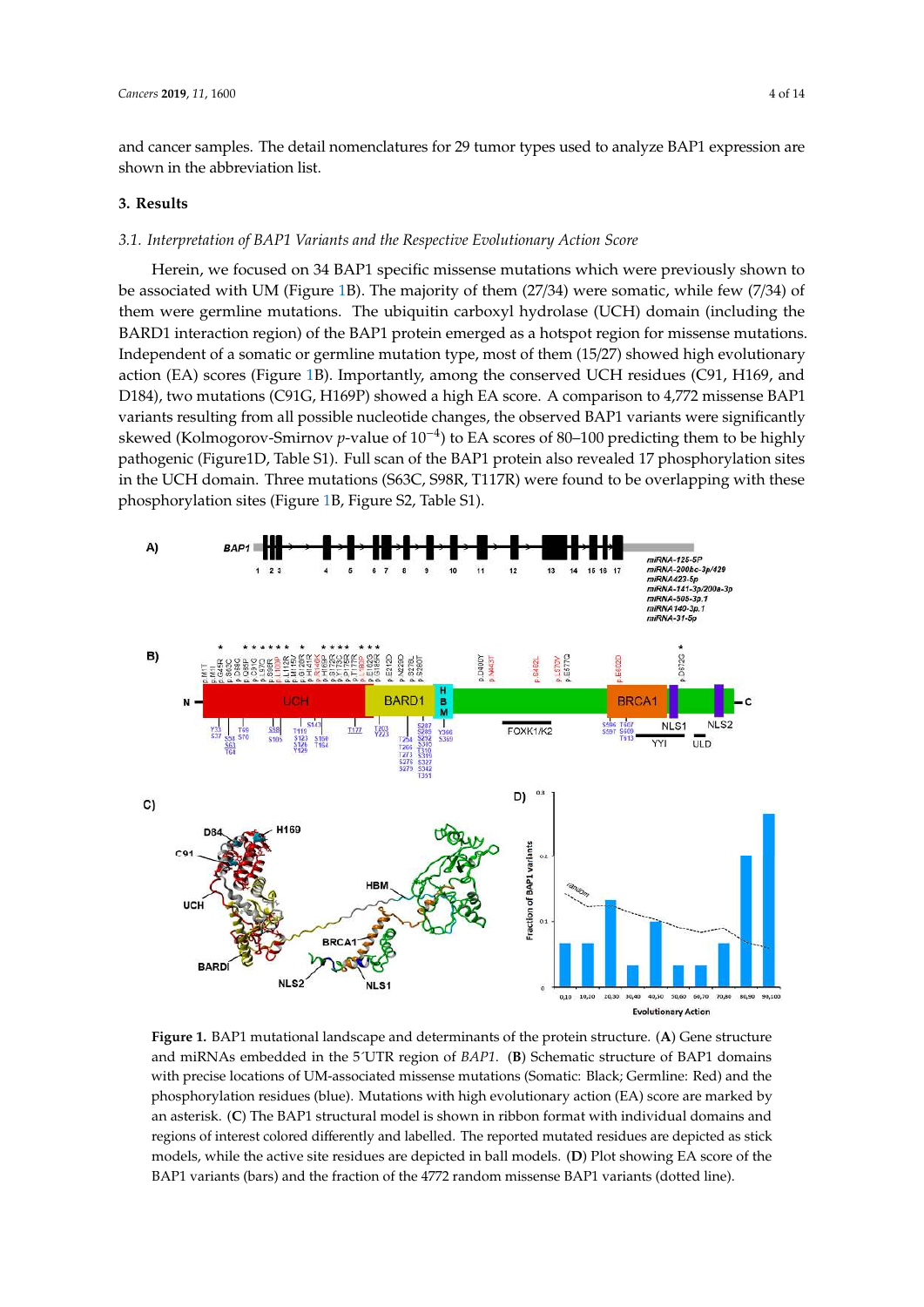and cancer samples. The detail nomenclatures for 29 tumor types used to analyze BAP1 expression are shown in the abbreviation list.

## 3. Results

### 3.1. Interpretation of BAP1 Variants and the Respective Evolutionary Action Score

Herein, we focused on 34 BAP1 specific missense mutations which were previously shown to be associated with UM (Figure 1B). The majority of them (27/34) were somatic, while few (7/34) of them were germline mutations. The ubiquitin carboxyl hydrolase (UCH) domain (including the BARD1 interaction region) of the BAP1 protein emerged as a hotspot region for missense mutations. Independent of a somatic or germline mutation type, most of them (15/27) showed high evolutionary action (EA) scores (Figure 1B). Importantly, among the conserved UCH residues (C91, H169, and D184), two mutations (C91G, H169P) showed a high EA score. A comparison to 4,772 missense BAP1 variants resulting from all possible nucleotide changes, the observed BAP1 variants were significantly skewed (Kolmogorov-Smirnov $p$-value of $10^{-4}$) to EA scores of 80–100 predicting them to be highly pathogenic (Figure1D, Table S1). Full scan of the BAP1 protein also revealed 17 phosphorylation sites in the UCH domain. Three mutations (S63C, S98R, T117R) were found to be overlapping with these phosphorylation sites (Figure 1B, Figure S2, Table S1).

**Figure 1.** BAP1 mutational landscape and determinants of the protein structure. (**A**) Gene structure and miRNAs embedded in the 5′UTR region of *BAP1*. (**B**) Schematic structure of BAP1 domains with precise locations of UM-associated missense mutations (Somatic: Black; Germline: Red) and the phosphorylation residues (blue). Mutations with high evolutionary action (EA) score are marked by an asterisk. (**C**) The BAP1 structural model is shown in ribbon format with individual domains and regions of interest colored differently and labelled. The reported mutated residues are depicted as stick models, while the active site residues are depicted in ball models. (**D**) Plot showing EA score of the BAP1 variants (bars) and the fraction of the 4772 random missense BAP1 variants (dotted line).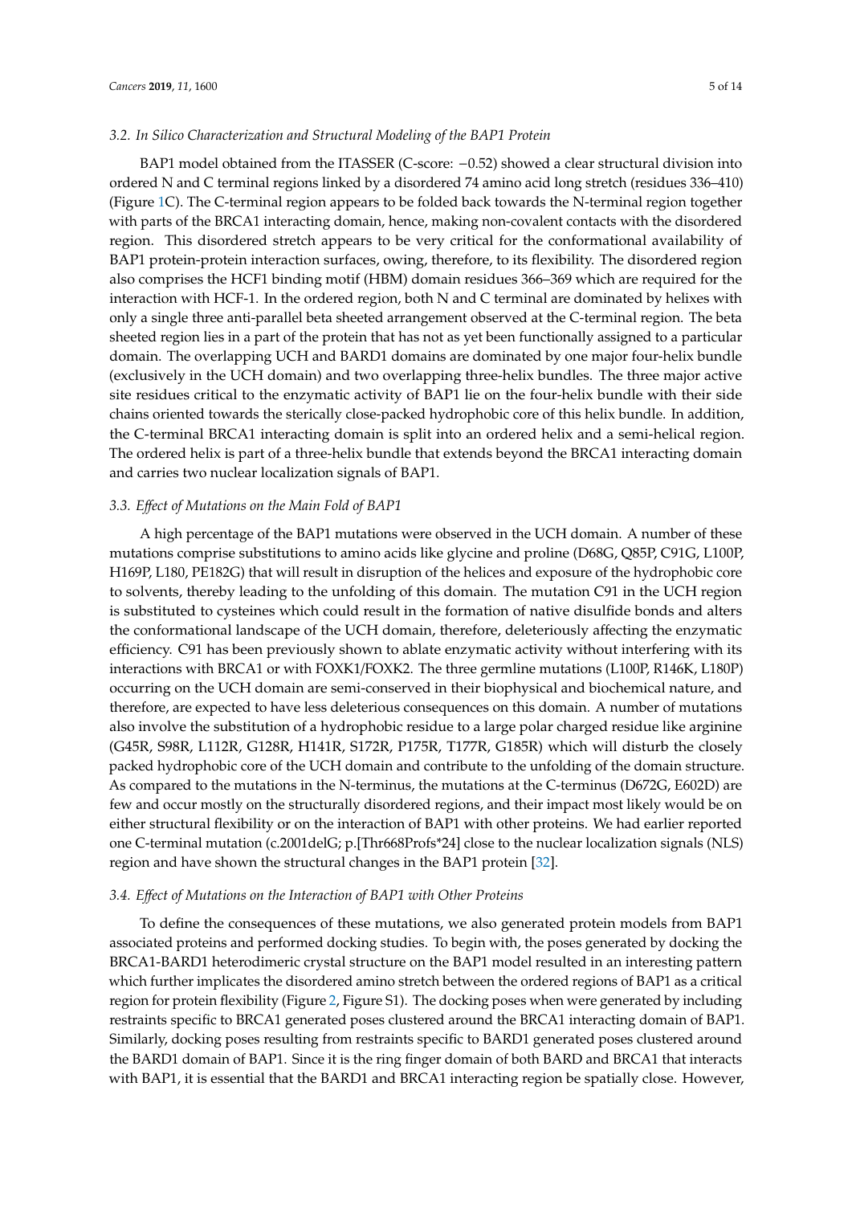### 3.2. In Silico Characterization and Structural Modeling of the BAP1 Protein

BAP1 model obtained from the ITASSER (C-score: −0.52) showed a clear structural division into ordered N and C terminal regions linked by a disordered 74 amino acid long stretch (residues 336–410) (Figure 1C). The C-terminal region appears to be folded back towards the N-terminal region together with parts of the BRCA1 interacting domain, hence, making non-covalent contacts with the disordered region. This disordered stretch appears to be very critical for the conformational availability of BAP1 protein-protein interaction surfaces, owing, therefore, to its flexibility. The disordered region also comprises the HCF1 binding motif (HBM) domain residues 366–369 which are required for the interaction with HCF-1. In the ordered region, both N and C terminal are dominated by helixes with only a single three anti-parallel beta sheeted arrangement observed at the C-terminal region. The beta sheeted region lies in a part of the protein that has not as yet been functionally assigned to a particular domain. The overlapping UCH and BARD1 domains are dominated by one major four-helix bundle (exclusively in the UCH domain) and two overlapping three-helix bundles. The three major active site residues critical to the enzymatic activity of BAP1 lie on the four-helix bundle with their side chains oriented towards the sterically close-packed hydrophobic core of this helix bundle. In addition, the C-terminal BRCA1 interacting domain is split into an ordered helix and a semi-helical region. The ordered helix is part of a three-helix bundle that extends beyond the BRCA1 interacting domain and carries two nuclear localization signals of BAP1.

### 3.3. Effect of Mutations on the Main Fold of BAP1

A high percentage of the BAP1 mutations were observed in the UCH domain. A number of these mutations comprise substitutions to amino acids like glycine and proline (D68G, Q85P, C91G, L100P, H169P, L180, PE182G) that will result in disruption of the helices and exposure of the hydrophobic core to solvents, thereby leading to the unfolding of this domain. The mutation C91 in the UCH region is substituted to cysteines which could result in the formation of native disulfide bonds and alters the conformational landscape of the UCH domain, therefore, deleteriously affecting the enzymatic efficiency. C91 has been previously shown to ablate enzymatic activity without interfering with its interactions with BRCA1 or with FOXK1/FOXK2. The three germline mutations (L100P, R146K, L180P) occurring on the UCH domain are semi-conserved in their biophysical and biochemical nature, and therefore, are expected to have less deleterious consequences on this domain. A number of mutations also involve the substitution of a hydrophobic residue to a large polar charged residue like arginine (G45R, S98R, L112R, G128R, H141R, S172R, P175R, T177R, G185R) which will disturb the closely packed hydrophobic core of the UCH domain and contribute to the unfolding of the domain structure. As compared to the mutations in the N-terminus, the mutations at the C-terminus (D672G, E602D) are few and occur mostly on the structurally disordered regions, and their impact most likely would be on either structural flexibility or on the interaction of BAP1 with other proteins. We had earlier reported one C-terminal mutation (c.2001delG; p.[Thr668Profs*24] close to the nuclear localization signals (NLS) region and have shown the structural changes in the BAP1 protein [32].

### 3.4. Effect of Mutations on the Interaction of BAP1 with Other Proteins

To define the consequences of these mutations, we also generated protein models from BAP1 associated proteins and performed docking studies. To begin with, the poses generated by docking the BRCA1-BARD1 heterodimeric crystal structure on the BAP1 model resulted in an interesting pattern which further implicates the disordered amino stretch between the ordered regions of BAP1 as a critical region for protein flexibility (Figure 2, Figure S1). The docking poses when were generated by including restraints specific to BRCA1 generated poses clustered around the BRCA1 interacting domain of BAP1. Similarly, docking poses resulting from restraints specific to BARD1 generated poses clustered around the BARD1 domain of BAP1. Since it is the ring finger domain of both BARD and BRCA1 that interacts with BAP1, it is essential that the BARD1 and BRCA1 interacting region be spatially close. However,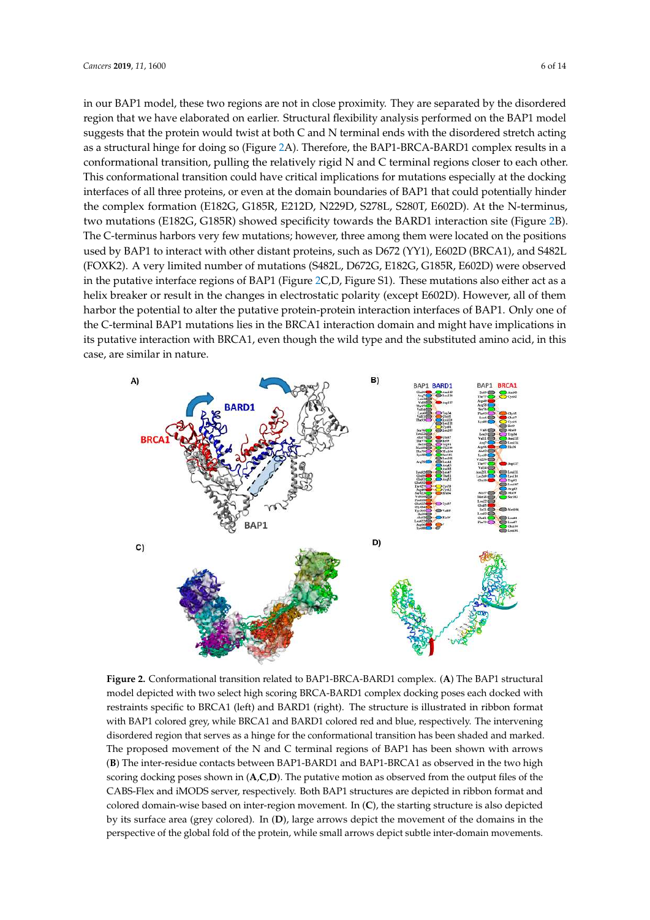in our BAP1 model, these two regions are not in close proximity. They are separated by the disordered region that we have elaborated on earlier. Structural flexibility analysis performed on the BAP1 model suggests that the protein would twist at both C and N terminal ends with the disordered stretch acting as a structural hinge for doing so (Figure 2A). Therefore, the BAP1-BRCA-BARD1 complex results in a conformational transition, pulling the relatively rigid N and C terminal regions closer to each other. This conformational transition could have critical implications for mutations especially at the docking interfaces of all three proteins, or even at the domain boundaries of BAP1 that could potentially hinder the complex formation (E182G, G185R, E212D, N229D, S278L, S280T, E602D). At the N-terminus, two mutations (E182G, G185R) showed specificity towards the BARD1 interaction site (Figure 2B). The C-terminus harbors very few mutations; however, three among them were located on the positions used by BAP1 to interact with other distant proteins, such as D672 (YY1), E602D (BRCA1), and S482L (FOXK2). A very limited number of mutations (S482L, D672G, E182G, G185R, E602D) were observed in the putative interface regions of BAP1 (Figure 2C,D, Figure S1). These mutations also either act as a helix breaker or result in the changes in electrostatic polarity (except E602D). However, all of them harbor the potential to alter the putative protein-protein interaction interfaces of BAP1. Only one of the C-terminal BAP1 mutations lies in the BRCA1 interaction domain and might have implications in its putative interaction with BRCA1, even though the wild type and the substituted amino acid, in this case, are similar in nature.

**Figure 2.** Conformational transition related to BAP1-BRCA-BARD1 complex. (**A**) The BAP1 structural model depicted with two select high scoring BRCA-BARD1 complex docking poses each docked with restraints specific to BRCA1 (left) and BARD1 (right). The structure is illustrated in ribbon format with BAP1 colored grey, while BRCA1 and BARD1 colored red and blue, respectively. The intervening disordered region that serves as a hinge for the conformational transition has been shaded and marked. The proposed movement of the N and C terminal regions of BAP1 has been shown with arrows (**B**) The inter-residue contacts between BAP1-BARD1 and BAP1-BRCA1 as observed in the two high scoring docking poses shown in (**A**,**C**,**D**). The putative motion as observed from the output files of the CABS-Flex and iMODS server, respectively. Both BAP1 structures are depicted in ribbon format and colored domain-wise based on inter-region movement. In (**C**), the starting structure is also depicted by its surface area (grey colored). In (**D**), large arrows depict the movement of the domains in the perspective of the global fold of the protein, while small arrows depict subtle inter-domain movements.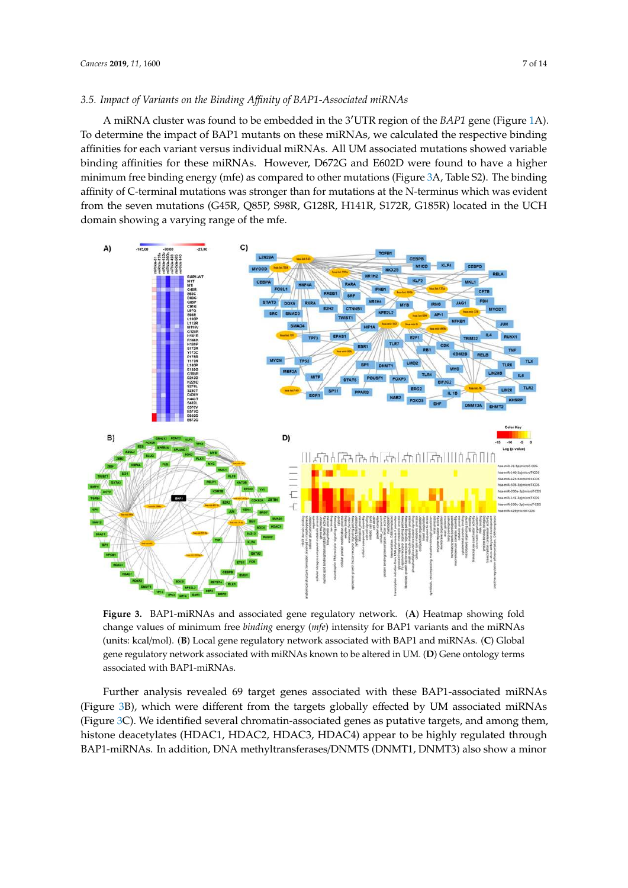### 3.5. Impact of Variants on the Binding Affinity of BAP1-Associated miRNAs

A miRNA cluster was found to be embedded in the 3′UTR region of the *BAP1* gene (Figure 1A). To determine the impact of BAP1 mutants on these miRNAs, we calculated the respective binding affinities for each variant versus individual miRNAs. All UM associated mutations showed variable binding affinities for these miRNAs. However, D672G and E602D were found to have a higher minimum free binding energy (mfe) as compared to other mutations (Figure 3A, Table S2). The binding affinity of C-terminal mutations was stronger than for mutations at the N-terminus which was evident from the seven mutations (G45R, Q85P, S98R, G128R, H141R, S172R, G185R) located in the UCH domain showing a varying range of the mfe.

**Figure 3.** BAP1-miRNAs and associated gene regulatory network. (**A**) Heatmap showing fold change values of minimum free *binding* energy (*mfe*) intensity for BAP1 variants and the miRNAs (units: kcal/mol). (**B**) Local gene regulatory network associated with BAP1 and miRNAs. (**C**) Global gene regulatory network associated with miRNAs known to be altered in UM. (**D**) Gene ontology terms associated with BAP1-miRNAs.

Further analysis revealed 69 target genes associated with these BAP1-associated miRNAs (Figure 3B), which were different from the targets globally effected by UM associated miRNAs (Figure 3C). We identified several chromatin-associated genes as putative targets, and among them, histone deacetylates (HDAC1, HDAC2, HDAC3, HDAC4) appear to be highly regulated through BAP1-miRNAs. In addition, DNA methyltransferases/DNMTS (DNMT1, DNMT3) also show a minor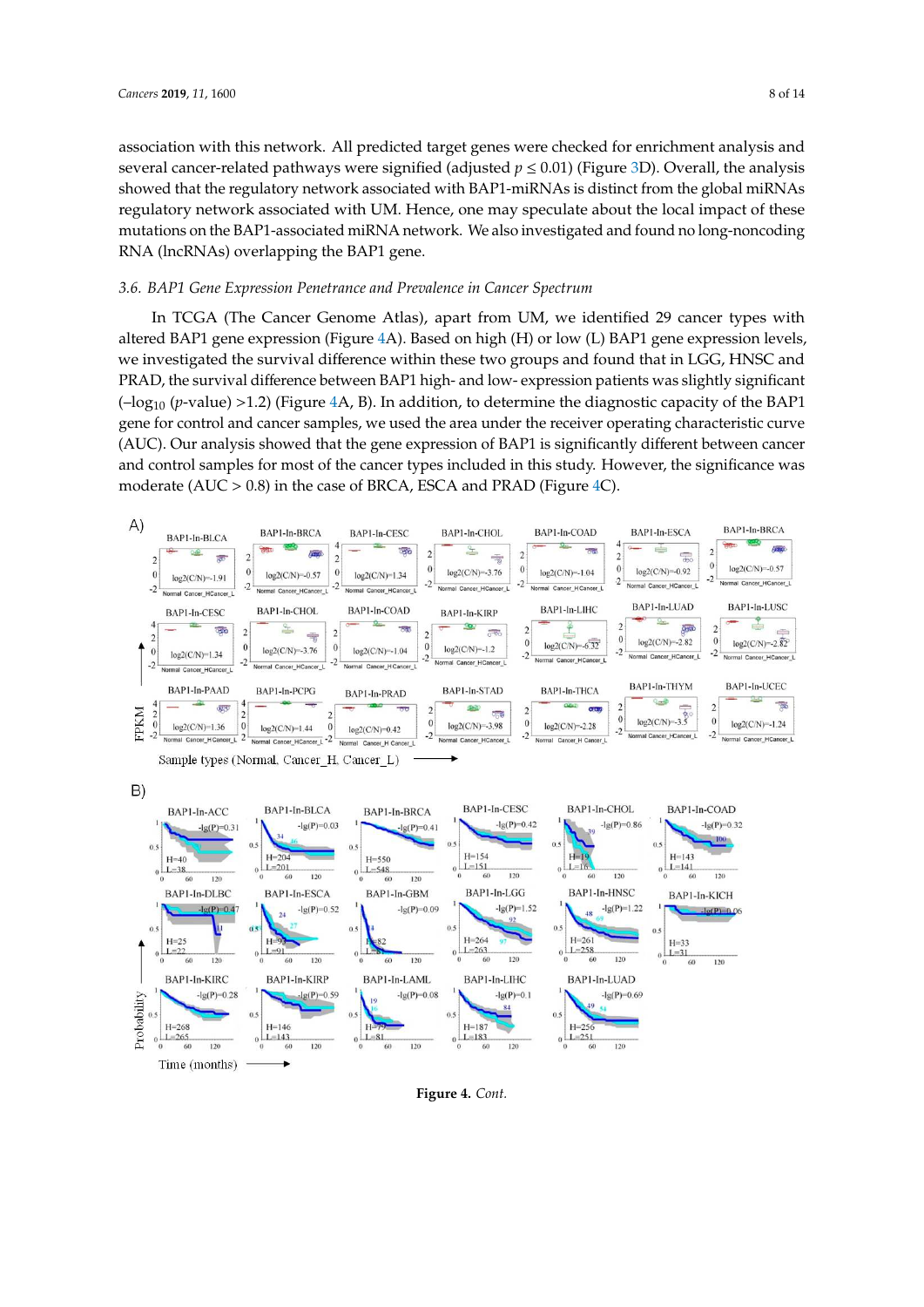association with this network. All predicted target genes were checked for enrichment analysis and several cancer-related pathways were signified (adjusted $p \leq 0.01$) (Figure 3D). Overall, the analysis showed that the regulatory network associated with BAP1-miRNAs is distinct from the global miRNAs regulatory network associated with UM. Hence, one may speculate about the local impact of these mutations on the BAP1-associated miRNA network. We also investigated and found no long-noncoding RNA (lncRNAs) overlapping the BAP1 gene.

### 3.6. BAP1 Gene Expression Penetrance and Prevalence in Cancer Spectrum

In TCGA (The Cancer Genome Atlas), apart from UM, we identified 29 cancer types with altered BAP1 gene expression (Figure 4A). Based on high (H) or low (L) BAP1 gene expression levels, we investigated the survival difference within these two groups and found that in LGG, HNSC and PRAD, the survival difference between BAP1 high- and low- expression patients was slightly significant ($-\log_{10}$ ($p$-value) >1.2) (Figure 4A, B). In addition, to determine the diagnostic capacity of the BAP1 gene for control and cancer samples, we used the area under the receiver operating characteristic curve (AUC). Our analysis showed that the gene expression of BAP1 is significantly different between cancer and control samples for most of the cancer types included in this study. However, the significance was moderate (AUC > 0.8) in the case of BRCA, ESCA and PRAD (Figure 4C).

**Figure 4.** *Cont.*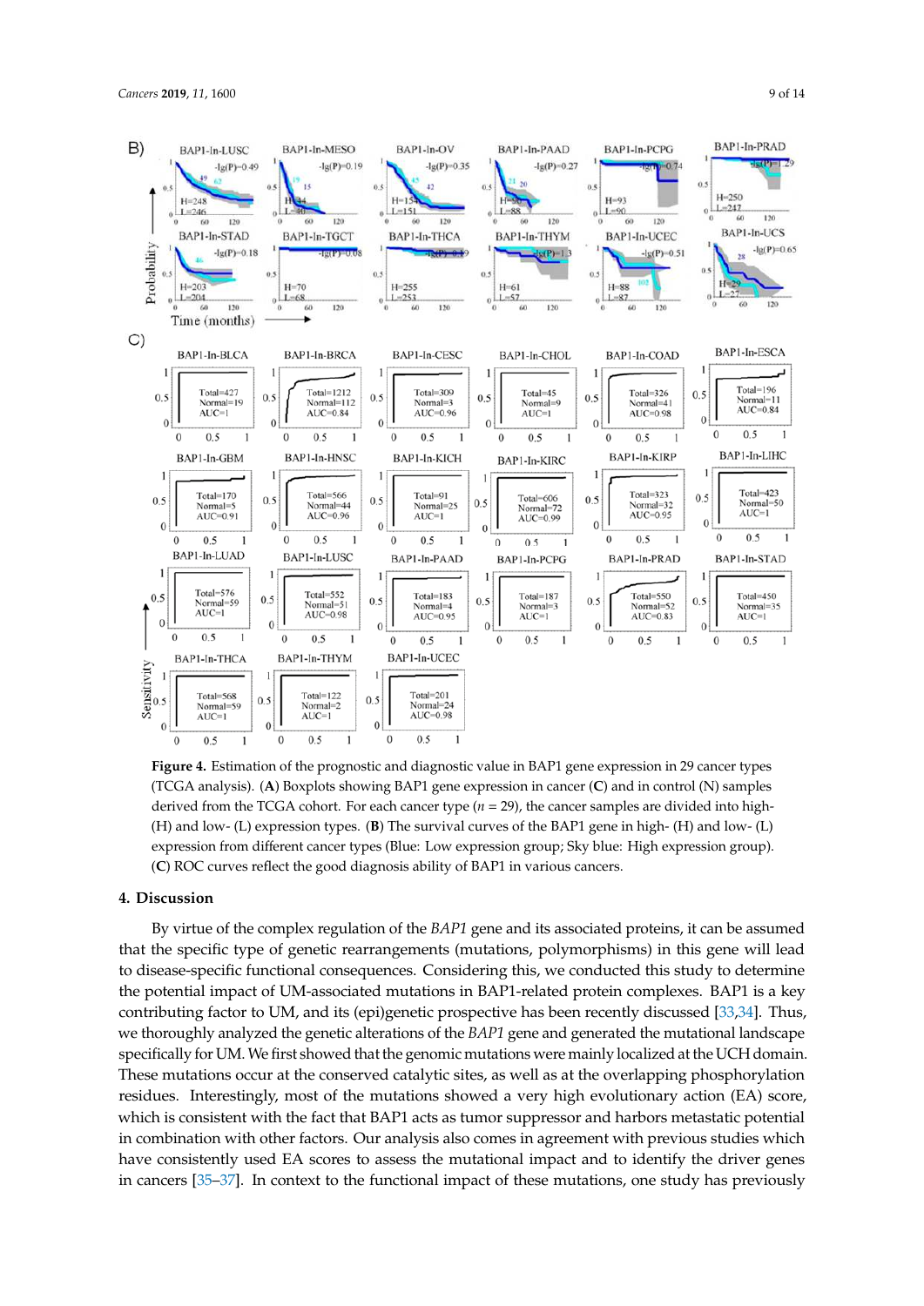**Figure 4.** Estimation of the prognostic and diagnostic value in BAP1 gene expression in 29 cancer types (TCGA analysis). (**A**) Boxplots showing BAP1 gene expression in cancer (**C**) and in control (N) samples derived from the TCGA cohort. For each cancer type (*n* = 29), the cancer samples are divided into high- (H) and low- (L) expression types. (**B**) The survival curves of the BAP1 gene in high- (H) and low- (L) expression from different cancer types (Blue: Low expression group; Sky blue: High expression group). (**C**) ROC curves reflect the good diagnosis ability of BAP1 in various cancers.

## 4. Discussion

By virtue of the complex regulation of the *BAP1* gene and its associated proteins, it can be assumed that the specific type of genetic rearrangements (mutations, polymorphisms) in this gene will lead to disease-specific functional consequences. Considering this, we conducted this study to determine the potential impact of UM-associated mutations in BAP1-related protein complexes. BAP1 is a key contributing factor to UM, and its (epi)genetic prospective has been recently discussed [33,34]. Thus, we thoroughly analyzed the genetic alterations of the *BAP1* gene and generated the mutational landscape specifically for UM. We first showed that the genomic mutations were mainly localized at the UCH domain. These mutations occur at the conserved catalytic sites, as well as at the overlapping phosphorylation residues. Interestingly, most of the mutations showed a very high evolutionary action (EA) score, which is consistent with the fact that BAP1 acts as tumor suppressor and harbors metastatic potential in combination with other factors. Our analysis also comes in agreement with previous studies which have consistently used EA scores to assess the mutational impact and to identify the driver genes in cancers [35–37]. In context to the functional impact of these mutations, one study has previously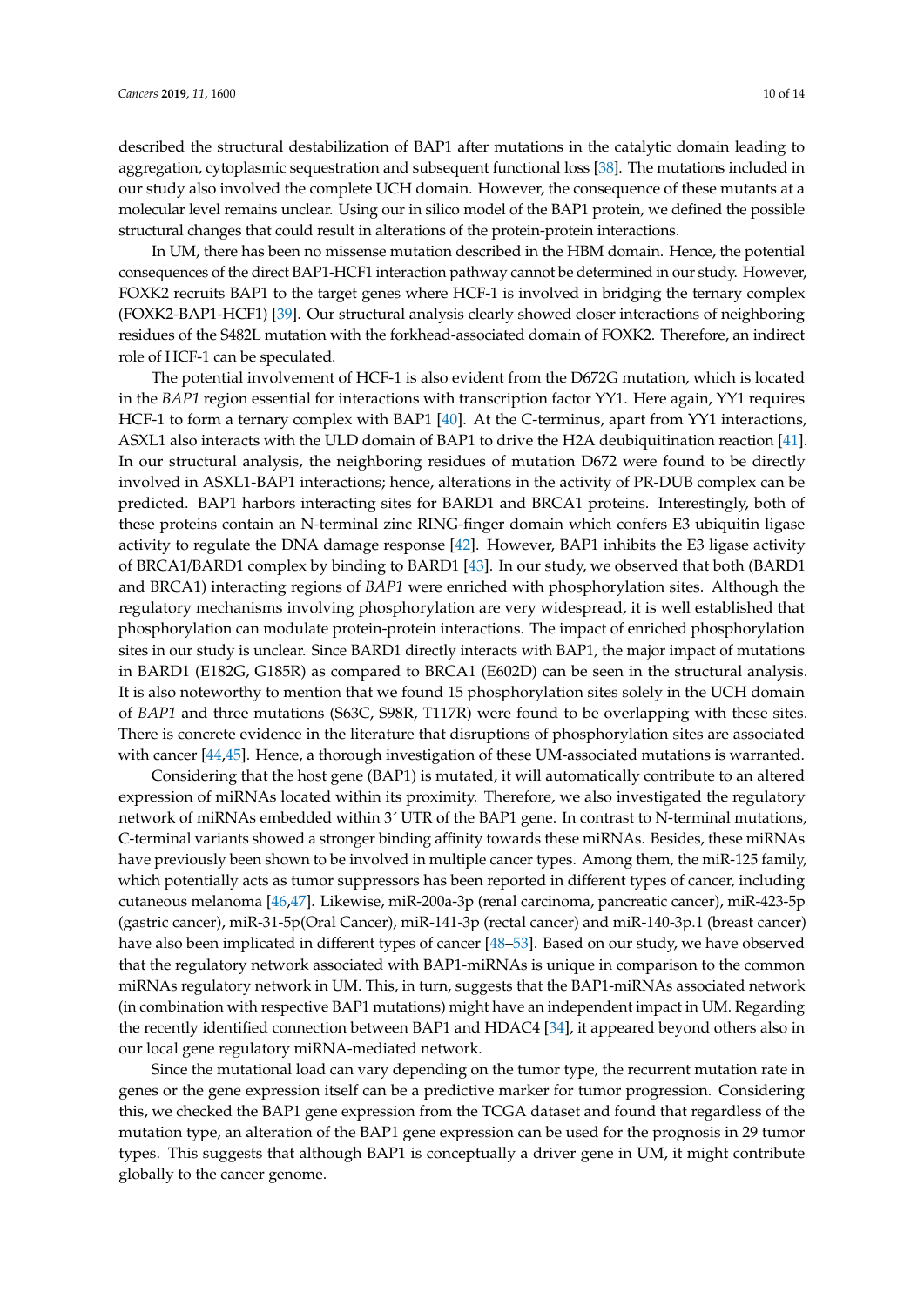described the structural destabilization of BAP1 after mutations in the catalytic domain leading to aggregation, cytoplasmic sequestration and subsequent functional loss [38]. The mutations included in our study also involved the complete UCH domain. However, the consequence of these mutants at a molecular level remains unclear. Using our in silico model of the BAP1 protein, we defined the possible structural changes that could result in alterations of the protein-protein interactions.

In UM, there has been no missense mutation described in the HBM domain. Hence, the potential consequences of the direct BAP1-HCF1 interaction pathway cannot be determined in our study. However, FOXK2 recruits BAP1 to the target genes where HCF-1 is involved in bridging the ternary complex (FOXK2-BAP1-HCF1) [39]. Our structural analysis clearly showed closer interactions of neighboring residues of the S482L mutation with the forkhead-associated domain of FOXK2. Therefore, an indirect role of HCF-1 can be speculated.

The potential involvement of HCF-1 is also evident from the D672G mutation, which is located in the *BAP1* region essential for interactions with transcription factor YY1. Here again, YY1 requires HCF-1 to form a ternary complex with BAP1 [40]. At the C-terminus, apart from YY1 interactions, ASXL1 also interacts with the ULD domain of BAP1 to drive the H2A deubiquitination reaction [41]. In our structural analysis, the neighboring residues of mutation D672 were found to be directly involved in ASXL1-BAP1 interactions; hence, alterations in the activity of PR-DUB complex can be predicted. BAP1 harbors interacting sites for BARD1 and BRCA1 proteins. Interestingly, both of these proteins contain an N-terminal zinc RING-finger domain which confers E3 ubiquitin ligase activity to regulate the DNA damage response [42]. However, BAP1 inhibits the E3 ligase activity of BRCA1/BARD1 complex by binding to BARD1 [43]. In our study, we observed that both (BARD1 and BRCA1) interacting regions of *BAP1* were enriched with phosphorylation sites. Although the regulatory mechanisms involving phosphorylation are very widespread, it is well established that phosphorylation can modulate protein-protein interactions. The impact of enriched phosphorylation sites in our study is unclear. Since BARD1 directly interacts with BAP1, the major impact of mutations in BARD1 (E182G, G185R) as compared to BRCA1 (E602D) can be seen in the structural analysis. It is also noteworthy to mention that we found 15 phosphorylation sites solely in the UCH domain of *BAP1* and three mutations (S63C, S98R, T117R) were found to be overlapping with these sites. There is concrete evidence in the literature that disruptions of phosphorylation sites are associated with cancer [44,45]. Hence, a thorough investigation of these UM-associated mutations is warranted.

Considering that the host gene (BAP1) is mutated, it will automatically contribute to an altered expression of miRNAs located within its proximity. Therefore, we also investigated the regulatory network of miRNAs embedded within 3′ UTR of the BAP1 gene. In contrast to N-terminal mutations, C-terminal variants showed a stronger binding affinity towards these miRNAs. Besides, these miRNAs have previously been shown to be involved in multiple cancer types. Among them, the miR-125 family, which potentially acts as tumor suppressors has been reported in different types of cancer, including cutaneous melanoma [46,47]. Likewise, miR-200a-3p (renal carcinoma, pancreatic cancer), miR-423-5p (gastric cancer), miR-31-5p(Oral Cancer), miR-141-3p (rectal cancer) and miR-140-3p.1 (breast cancer) have also been implicated in different types of cancer [48–53]. Based on our study, we have observed that the regulatory network associated with BAP1-miRNAs is unique in comparison to the common miRNAs regulatory network in UM. This, in turn, suggests that the BAP1-miRNAs associated network (in combination with respective BAP1 mutations) might have an independent impact in UM. Regarding the recently identified connection between BAP1 and HDAC4 [34], it appeared beyond others also in our local gene regulatory miRNA-mediated network.

Since the mutational load can vary depending on the tumor type, the recurrent mutation rate in genes or the gene expression itself can be a predictive marker for tumor progression. Considering this, we checked the BAP1 gene expression from the TCGA dataset and found that regardless of the mutation type, an alteration of the BAP1 gene expression can be used for the prognosis in 29 tumor types. This suggests that although BAP1 is conceptually a driver gene in UM, it might contribute globally to the cancer genome.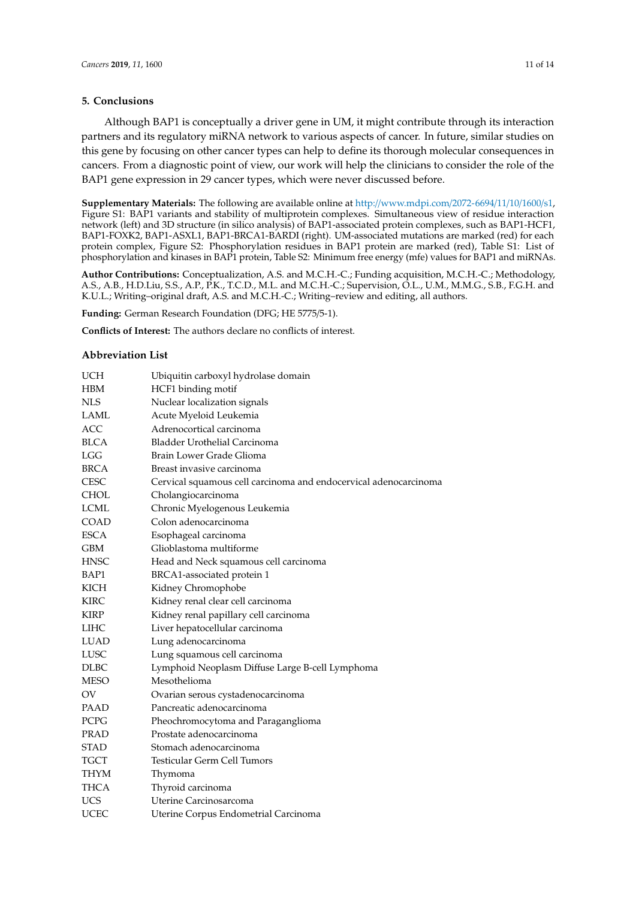## 5. Conclusions

Although BAP1 is conceptually a driver gene in UM, it might contribute through its interaction partners and its regulatory miRNA network to various aspects of cancer. In future, similar studies on this gene by focusing on other cancer types can help to define its thorough molecular consequences in cancers. From a diagnostic point of view, our work will help the clinicians to consider the role of the BAP1 gene expression in 29 cancer types, which were never discussed before.

**Supplementary Materials:** The following are available online at http://www.mdpi.com/2072-6694/11/10/1600/s1, Figure S1: BAP1 variants and stability of multiprotein complexes. Simultaneous view of residue interaction network (left) and 3D structure (in silico analysis) of BAP1-associated protein complexes, such as BAP1-HCF1, BAP1-FOXK2, BAP1-ASXL1, BAP1-BRCA1-BARDI (right). UM-associated mutations are marked (red) for each protein complex, Figure S2: Phosphorylation residues in BAP1 protein are marked (red), Table S1: List of phosphorylation and kinases in BAP1 protein, Table S2: Minimum free energy (mfe) values for BAP1 and miRNAs.

**Author Contributions:** Conceptualization, A.S. and M.C.H.-C.; Funding acquisition, M.C.H.-C.; Methodology, A.S., A.B., H.D.Liu, S.S., A.P., P.K., T.C.D., M.L. and M.C.H.-C.; Supervision, O.L., U.M., M.M.G., S.B., F.G.H. and K.U.L.; Writing–original draft, A.S. and M.C.H.-C.; Writing–review and editing, all authors.

**Funding:** German Research Foundation (DFG; HE 5775/5-1).

**Conflicts of Interest:** The authors declare no conflicts of interest.

## Abbreviation List

| | |
|---|---|
| UCH | Ubiquitin carboxyl hydrolase domain |
| HBM | HCF1 binding motif |
| NLS | Nuclear localization signals |
| LAML | Acute Myeloid Leukemia |
| ACC | Adrenocortical carcinoma |
| BLCA | Bladder Urothelial Carcinoma |
| LGG | Brain Lower Grade Glioma |
| BRCA | Breast invasive carcinoma |
| CESC | Cervical squamous cell carcinoma and endocervical adenocarcinoma |
| CHOL | Cholangiocarcinoma |
| LCML | Chronic Myelogenous Leukemia |
| COAD | Colon adenocarcinoma |
| ESCA | Esophageal carcinoma |
| GBM | Glioblastoma multiforme |
| HNSC | Head and Neck squamous cell carcinoma |
| BAP1 | BRCA1-associated protein 1 |
| KICH | Kidney Chromophobe |
| KIRC | Kidney renal clear cell carcinoma |
| KIRP | Kidney renal papillary cell carcinoma |
| LIHC | Liver hepatocellular carcinoma |
| LUAD | Lung adenocarcinoma |
| LUSC | Lung squamous cell carcinoma |
| DLBC | Lymphoid Neoplasm Diffuse Large B-cell Lymphoma |
| MESO | Mesothelioma |
| OV | Ovarian serous cystadenocarcinoma |
| PAAD | Pancreatic adenocarcinoma |
| PCPG | Pheochromocytoma and Paraganglioma |
| PRAD | Prostate adenocarcinoma |
| STAD | Stomach adenocarcinoma |
| TGCT | Testicular Germ Cell Tumors |
| THYM | Thymoma |
| THCA | Thyroid carcinoma |
| UCS | Uterine Carcinosarcoma |
| UCEC | Uterine Corpus Endometrial Carcinoma |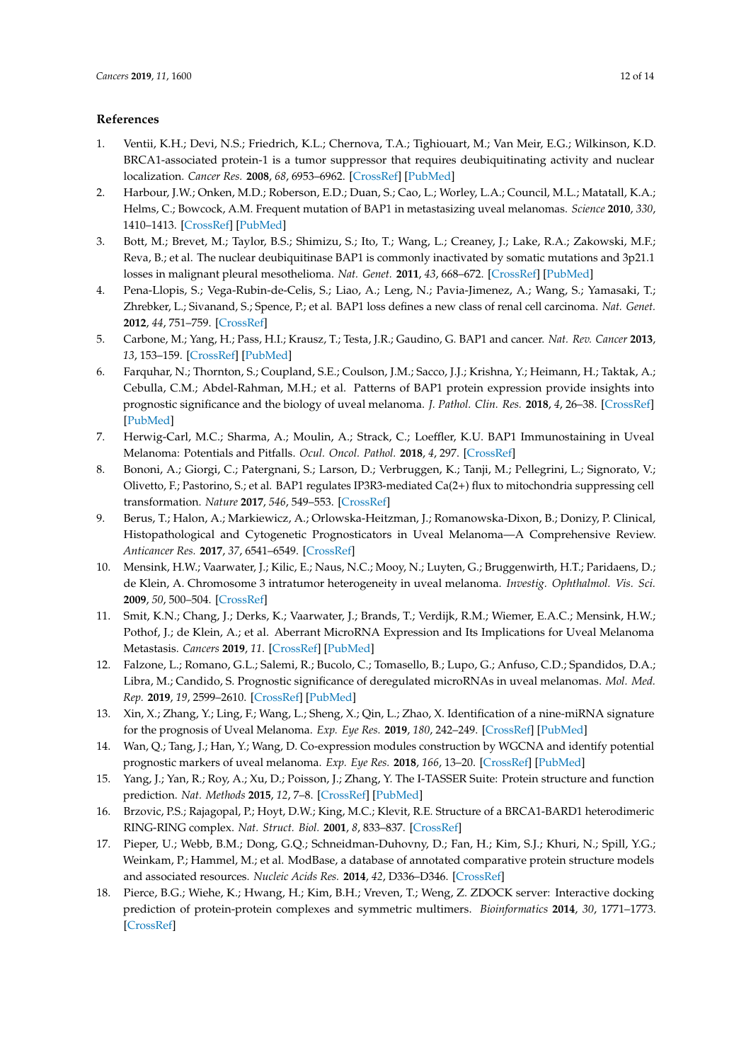## References

1. Ventii, K.H.; Devi, N.S.; Friedrich, K.L.; Chernova, T.A.; Tighiouart, M.; Van Meir, E.G.; Wilkinson, K.D. BRCA1-associated protein-1 is a tumor suppressor that requires deubiquitinating activity and nuclear localization. *Cancer Res.* **2008**, *68*, 6953–6962. [CrossRef] [PubMed]
2. Harbour, J.W.; Onken, M.D.; Roberson, E.D.; Duan, S.; Cao, L.; Worley, L.A.; Council, M.L.; Matatall, K.A.; Helms, C.; Bowcock, A.M. Frequent mutation of BAP1 in metastasizing uveal melanomas. *Science* **2010**, *330*, 1410–1413. [CrossRef] [PubMed]
3. Bott, M.; Brevet, M.; Taylor, B.S.; Shimizu, S.; Ito, T.; Wang, L.; Creaney, J.; Lake, R.A.; Zakowski, M.F.; Reva, B.; et al. The nuclear deubiquitinase BAP1 is commonly inactivated by somatic mutations and 3p21.1 losses in malignant pleural mesothelioma. *Nat. Genet.* **2011**, *43*, 668–672. [CrossRef] [PubMed]
4. Pena-Llopis, S.; Vega-Rubin-de-Celis, S.; Liao, A.; Leng, N.; Pavia-Jimenez, A.; Wang, S.; Yamasaki, T.; Zhrebker, L.; Sivanand, S.; Spence, P.; et al. BAP1 loss defines a new class of renal cell carcinoma. *Nat. Genet.* **2012**, *44*, 751–759. [CrossRef]
5. Carbone, M.; Yang, H.; Pass, H.I.; Krausz, T.; Testa, J.R.; Gaudino, G. BAP1 and cancer. *Nat. Rev. Cancer* **2013**, *13*, 153–159. [CrossRef] [PubMed]
6. Farquhar, N.; Thornton, S.; Coupland, S.E.; Coulson, J.M.; Sacco, J.J.; Krishna, Y.; Heimann, H.; Taktak, A.; Cebulla, C.M.; Abdel-Rahman, M.H.; et al. Patterns of BAP1 protein expression provide insights into prognostic significance and the biology of uveal melanoma. *J. Pathol. Clin. Res.* **2018**, *4*, 26–38. [CrossRef] [PubMed]
7. Herwig-Carl, M.C.; Sharma, A.; Moulin, A.; Strack, C.; Loeffler, K.U. BAP1 Immunostaining in Uveal Melanoma: Potentials and Pitfalls. *Ocul. Oncol. Pathol.* **2018**, *4*, 297. [CrossRef]
8. Bononi, A.; Giorgi, C.; Patergnani, S.; Larson, D.; Verbruggen, K.; Tanji, M.; Pellegrini, L.; Signorato, V.; Olivetto, F.; Pastorino, S.; et al. BAP1 regulates IP3R3-mediated Ca(2+) flux to mitochondria suppressing cell transformation. *Nature* **2017**, *546*, 549–553. [CrossRef]
9. Berus, T.; Halon, A.; Markiewicz, A.; Orlowska-Heitzman, J.; Romanowska-Dixon, B.; Donizy, P. Clinical, Histopathological and Cytogenetic Prognosticators in Uveal Melanoma—A Comprehensive Review. *Anticancer Res.* **2017**, *37*, 6541–6549. [CrossRef]
10. Mensink, H.W.; Vaarwater, J.; Kilic, E.; Naus, N.C.; Mooy, N.; Luyten, G.; Bruggenwirth, H.T.; Paridaens, D.; de Klein, A. Chromosome 3 intratumor heterogeneity in uveal melanoma. *Investig. Ophthalmol. Vis. Sci.* **2009**, *50*, 500–504. [CrossRef]
11. Smit, K.N.; Chang, J.; Derks, K.; Vaarwater, J.; Brands, T.; Verdijk, R.M.; Wiemer, E.A.C.; Mensink, H.W.; Pothof, J.; de Klein, A.; et al. Aberrant MicroRNA Expression and Its Implications for Uveal Melanoma Metastasis. *Cancers* **2019**, *11*. [CrossRef] [PubMed]
12. Falzone, L.; Romano, G.L.; Salemi, R.; Bucolo, C.; Tomasello, B.; Lupo, G.; Anfuso, C.D.; Spandidos, D.A.; Libra, M.; Candido, S. Prognostic significance of deregulated microRNAs in uveal melanomas. *Mol. Med. Rep.* **2019**, *19*, 2599–2610. [CrossRef] [PubMed]
13. Xin, X.; Zhang, Y.; Ling, F.; Wang, L.; Sheng, X.; Qin, L.; Zhao, X. Identification of a nine-miRNA signature for the prognosis of Uveal Melanoma. *Exp. Eye Res.* **2019**, *180*, 242–249. [CrossRef] [PubMed]
14. Wan, Q.; Tang, J.; Han, Y.; Wang, D. Co-expression modules construction by WGCNA and identify potential prognostic markers of uveal melanoma. *Exp. Eye Res.* **2018**, *166*, 13–20. [CrossRef] [PubMed]
15. Yang, J.; Yan, R.; Roy, A.; Xu, D.; Poisson, J.; Zhang, Y. The I-TASSER Suite: Protein structure and function prediction. *Nat. Methods* **2015**, *12*, 7–8. [CrossRef] [PubMed]
16. Brzovic, P.S.; Rajagopal, P.; Hoyt, D.W.; King, M.C.; Klevit, R.E. Structure of a BRCA1-BARD1 heterodimeric RING-RING complex. *Nat. Struct. Biol.* **2001**, *8*, 833–837. [CrossRef]
17. Pieper, U.; Webb, B.M.; Dong, G.Q.; Schneidman-Duhovny, D.; Fan, H.; Kim, S.J.; Khuri, N.; Spill, Y.G.; Weinkam, P.; Hammel, M.; et al. ModBase, a database of annotated comparative protein structure models and associated resources. *Nucleic Acids Res.* **2014**, *42*, D336–D346. [CrossRef]
18. Pierce, B.G.; Wiehe, K.; Hwang, H.; Kim, B.H.; Vreven, T.; Weng, Z. ZDOCK server: Interactive docking prediction of protein-protein complexes and symmetric multimers. *Bioinformatics* **2014**, *30*, 1771–1773. [CrossRef]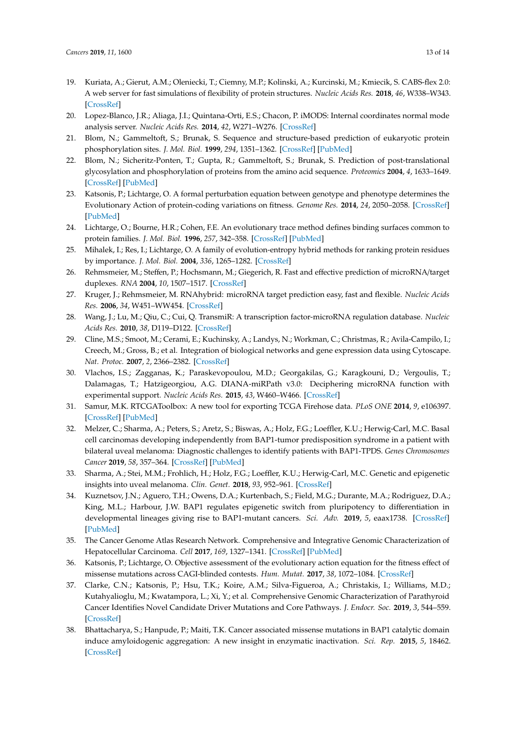19. Kuriata, A.; Gierut, A.M.; Oleniecki, T.; Ciemny, M.P.; Kolinski, A.; Kurcinski, M.; Kmiecik, S. CABS-flex 2.0: A web server for fast simulations of flexibility of protein structures. *Nucleic Acids Res.* **2018**, *46*, W338–W343. [CrossRef]
20. Lopez-Blanco, J.R.; Aliaga, J.I.; Quintana-Orti, E.S.; Chacon, P. iMODS: Internal coordinates normal mode analysis server. *Nucleic Acids Res.* **2014**, *42*, W271–W276. [CrossRef]
21. Blom, N.; Gammeltoft, S.; Brunak, S. Sequence and structure-based prediction of eukaryotic protein phosphorylation sites. *J. Mol. Biol.* **1999**, *294*, 1351–1362. [CrossRef] [PubMed]
22. Blom, N.; Sicheritz-Ponten, T.; Gupta, R.; Gammeltoft, S.; Brunak, S. Prediction of post-translational glycosylation and phosphorylation of proteins from the amino acid sequence. *Proteomics* **2004**, *4*, 1633–1649. [CrossRef] [PubMed]
23. Katsonis, P.; Lichtarge, O. A formal perturbation equation between genotype and phenotype determines the Evolutionary Action of protein-coding variations on fitness. *Genome Res.* **2014**, *24*, 2050–2058. [CrossRef] [PubMed]
24. Lichtarge, O.; Bourne, H.R.; Cohen, F.E. An evolutionary trace method defines binding surfaces common to protein families. *J. Mol. Biol.* **1996**, *257*, 342–358. [CrossRef] [PubMed]
25. Mihalek, I.; Res, I.; Lichtarge, O. A family of evolution-entropy hybrid methods for ranking protein residues by importance. *J. Mol. Biol.* **2004**, *336*, 1265–1282. [CrossRef]
26. Rehmsmeier, M.; Steffen, P.; Hochsmann, M.; Giegerich, R. Fast and effective prediction of microRNA/target duplexes. *RNA* **2004**, *10*, 1507–1517. [CrossRef]
27. Kruger, J.; Rehmsmeier, M. RNAhybrid: microRNA target prediction easy, fast and flexible. *Nucleic Acids Res.* **2006**, *34*, W451–WW454. [CrossRef]
28. Wang, J.; Lu, M.; Qiu, C.; Cui, Q. TransmiR: A transcription factor-microRNA regulation database. *Nucleic Acids Res.* **2010**, *38*, D119–D122. [CrossRef]
29. Cline, M.S.; Smoot, M.; Cerami, E.; Kuchinsky, A.; Landys, N.; Workman, C.; Christmas, R.; Avila-Campilo, I.; Creech, M.; Gross, B.; et al. Integration of biological networks and gene expression data using Cytoscape. *Nat. Protoc.* **2007**, *2*, 2366–2382. [CrossRef]
30. Vlachos, I.S.; Zagganas, K.; Paraskevopoulou, M.D.; Georgakilas, G.; Karagkouni, D.; Vergoulis, T.; Dalamagas, T.; Hatzigeorgiou, A.G. DIANA-miRPath v3.0: Deciphering microRNA function with experimental support. *Nucleic Acids Res.* **2015**, *43*, W460–W466. [CrossRef]
31. Samur, M.K. RTCGAToolbox: A new tool for exporting TCGA Firehose data. *PLoS ONE* **2014**, *9*, e106397. [CrossRef] [PubMed]
32. Melzer, C.; Sharma, A.; Peters, S.; Aretz, S.; Biswas, A.; Holz, F.G.; Loeffler, K.U.; Herwig-Carl, M.C. Basal cell carcinomas developing independently from BAP1-tumor predisposition syndrome in a patient with bilateral uveal melanoma: Diagnostic challenges to identify patients with BAP1-TPDS. *Genes Chromosomes Cancer* **2019**, *58*, 357–364. [CrossRef] [PubMed]
33. Sharma, A.; Stei, M.M.; Frohlich, H.; Holz, F.G.; Loeffler, K.U.; Herwig-Carl, M.C. Genetic and epigenetic insights into uveal melanoma. *Clin. Genet.* **2018**, *93*, 952–961. [CrossRef]
34. Kuznetsov, J.N.; Aguero, T.H.; Owens, D.A.; Kurtenbach, S.; Field, M.G.; Durante, M.A.; Rodriguez, D.A.; King, M.L.; Harbour, J.W. BAP1 regulates epigenetic switch from pluripotency to differentiation in developmental lineages giving rise to BAP1-mutant cancers. *Sci. Adv.* **2019**, *5*, eaax1738. [CrossRef] [PubMed]
35. The Cancer Genome Atlas Research Network. Comprehensive and Integrative Genomic Characterization of Hepatocellular Carcinoma. *Cell* **2017**, *169*, 1327–1341. [CrossRef] [PubMed]
36. Katsonis, P.; Lichtarge, O. Objective assessment of the evolutionary action equation for the fitness effect of missense mutations across CAGI-blinded contests. *Hum. Mutat.* **2017**, *38*, 1072–1084. [CrossRef]
37. Clarke, C.N.; Katsonis, P.; Hsu, T.K.; Koire, A.M.; Silva-Figueroa, A.; Christakis, I.; Williams, M.D.; Kutahyalioglu, M.; Kwatampora, L.; Xi, Y.; et al. Comprehensive Genomic Characterization of Parathyroid Cancer Identifies Novel Candidate Driver Mutations and Core Pathways. *J. Endocr. Soc.* **2019**, *3*, 544–559. [CrossRef]
38. Bhattacharya, S.; Hanpude, P.; Maiti, T.K. Cancer associated missense mutations in BAP1 catalytic domain induce amyloidogenic aggregation: A new insight in enzymatic inactivation. *Sci. Rep.* **2015**, *5*, 18462. [CrossRef]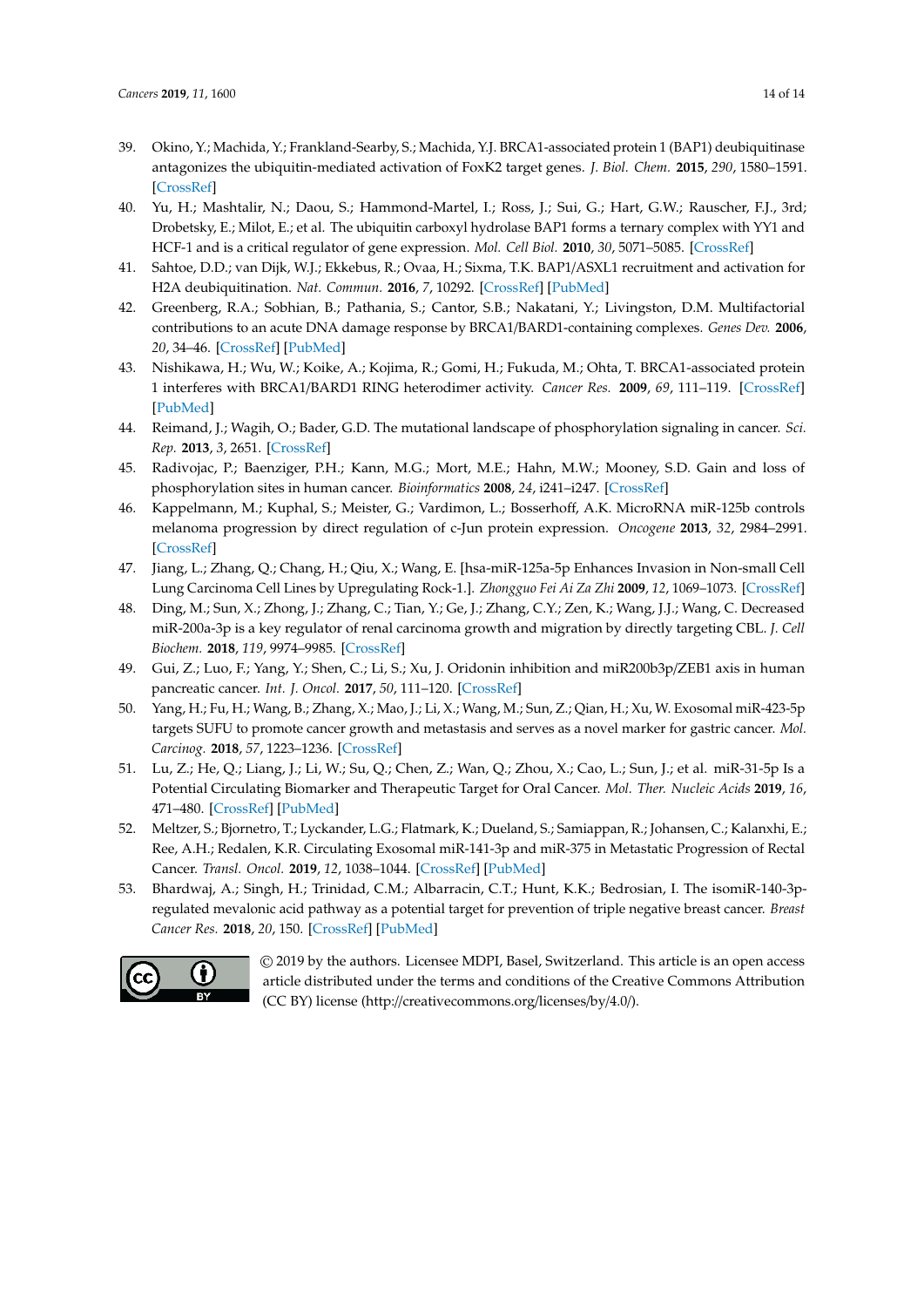39. Okino, Y.; Machida, Y.; Frankland-Searby, S.; Machida, Y.J. BRCA1-associated protein 1 (BAP1) deubiquitinase antagonizes the ubiquitin-mediated activation of FoxK2 target genes. *J. Biol. Chem.* **2015**, *290*, 1580–1591. [CrossRef]
40. Yu, H.; Mashtalir, N.; Daou, S.; Hammond-Martel, I.; Ross, J.; Sui, G.; Hart, G.W.; Rauscher, F.J., 3rd; Drobetsky, E.; Milot, E.; et al. The ubiquitin carboxyl hydrolase BAP1 forms a ternary complex with YY1 and HCF-1 and is a critical regulator of gene expression. *Mol. Cell Biol.* **2010**, *30*, 5071–5085. [CrossRef]
41. Sahtoe, D.D.; van Dijk, W.J.; Ekkebus, R.; Ovaa, H.; Sixma, T.K. BAP1/ASXL1 recruitment and activation for H2A deubiquitination. *Nat. Commun.* **2016**, *7*, 10292. [CrossRef] [PubMed]
42. Greenberg, R.A.; Sobhian, B.; Pathania, S.; Cantor, S.B.; Nakatani, Y.; Livingston, D.M. Multifactorial contributions to an acute DNA damage response by BRCA1/BARD1-containing complexes. *Genes Dev.* **2006**, *20*, 34–46. [CrossRef] [PubMed]
43. Nishikawa, H.; Wu, W.; Koike, A.; Kojima, R.; Gomi, H.; Fukuda, M.; Ohta, T. BRCA1-associated protein 1 interferes with BRCA1/BARD1 RING heterodimer activity. *Cancer Res.* **2009**, *69*, 111–119. [CrossRef] [PubMed]
44. Reimand, J.; Wagih, O.; Bader, G.D. The mutational landscape of phosphorylation signaling in cancer. *Sci. Rep.* **2013**, *3*, 2651. [CrossRef]
45. Radivojac, P.; Baenziger, P.H.; Kann, M.G.; Mort, M.E.; Hahn, M.W.; Mooney, S.D. Gain and loss of phosphorylation sites in human cancer. *Bioinformatics* **2008**, *24*, i241–i247. [CrossRef]
46. Kappelmann, M.; Kuphal, S.; Meister, G.; Vardimon, L.; Bosserhoff, A.K. MicroRNA miR-125b controls melanoma progression by direct regulation of c-Jun protein expression. *Oncogene* **2013**, *32*, 2984–2991. [CrossRef]
47. Jiang, L.; Zhang, Q.; Chang, H.; Qiu, X.; Wang, E. [hsa-miR-125a-5p Enhances Invasion in Non-small Cell Lung Carcinoma Cell Lines by Upregulating Rock-1.]. *Zhongguo Fei Ai Za Zhi* **2009**, *12*, 1069–1073. [CrossRef]
48. Ding, M.; Sun, X.; Zhong, J.; Zhang, C.; Tian, Y.; Ge, J.; Zhang, C.Y.; Zen, K.; Wang, J.J.; Wang, C. Decreased miR-200a-3p is a key regulator of renal carcinoma growth and migration by directly targeting CBL. *J. Cell Biochem.* **2018**, *119*, 9974–9985. [CrossRef]
49. Gui, Z.; Luo, F.; Yang, Y.; Shen, C.; Li, S.; Xu, J. Oridonin inhibition and miR200b3p/ZEB1 axis in human pancreatic cancer. *Int. J. Oncol.* **2017**, *50*, 111–120. [CrossRef]
50. Yang, H.; Fu, H.; Wang, B.; Zhang, X.; Mao, J.; Li, X.; Wang, M.; Sun, Z.; Qian, H.; Xu, W. Exosomal miR-423-5p targets SUFU to promote cancer growth and metastasis and serves as a novel marker for gastric cancer. *Mol. Carcinog.* **2018**, *57*, 1223–1236. [CrossRef]
51. Lu, Z.; He, Q.; Liang, J.; Li, W.; Su, Q.; Chen, Z.; Wan, Q.; Zhou, X.; Cao, L.; Sun, J.; et al. miR-31-5p Is a Potential Circulating Biomarker and Therapeutic Target for Oral Cancer. *Mol. Ther. Nucleic Acids* **2019**, *16*, 471–480. [CrossRef] [PubMed]
52. Meltzer, S.; Bjornetro, T.; Lyckander, L.G.; Flatmark, K.; Dueland, S.; Samiappan, R.; Johansen, C.; Kalanxhi, E.; Ree, A.H.; Redalen, K.R. Circulating Exosomal miR-141-3p and miR-375 in Metastatic Progression of Rectal Cancer. *Transl. Oncol.* **2019**, *12*, 1038–1044. [CrossRef] [PubMed]
53. Bhardwaj, A.; Singh, H.; Trinidad, C.M.; Albarracin, C.T.; Hunt, K.K.; Bedrosian, I. The isomiR-140-3p-regulated mevalonic acid pathway as a potential target for prevention of triple negative breast cancer. *Breast Cancer Res.* **2018**, *20*, 150. [CrossRef] [PubMed]

© 2019 by the authors. Licensee MDPI, Basel, Switzerland. This article is an open access article distributed under the terms and conditions of the Creative Commons Attribution (CC BY) license (http://creativecommons.org/licenses/by/4.0/).